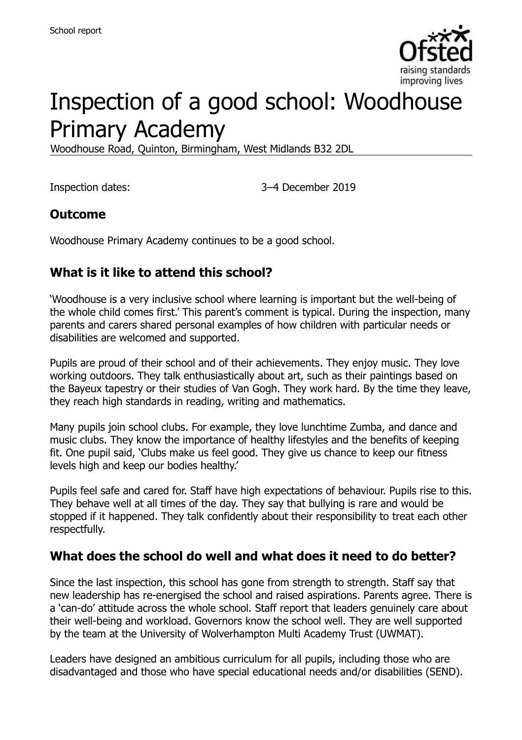School report

# Inspection of a good school: Woodhouse Primary Academy

Woodhouse Road, Quinton, Birmingham, West Midlands B32 2DL

Inspection dates: 3–4 December 2019

## Outcome

Woodhouse Primary Academy continues to be a good school.

## What is it like to attend this school?

'Woodhouse is a very inclusive school where learning is important but the well-being of the whole child comes first.' This parent's comment is typical. During the inspection, many parents and carers shared personal examples of how children with particular needs or disabilities are welcomed and supported.

Pupils are proud of their school and of their achievements. They enjoy music. They love working outdoors. They talk enthusiastically about art, such as their paintings based on the Bayeux tapestry or their studies of Van Gogh. They work hard. By the time they leave, they reach high standards in reading, writing and mathematics.

Many pupils join school clubs. For example, they love lunchtime Zumba, and dance and music clubs. They know the importance of healthy lifestyles and the benefits of keeping fit. One pupil said, 'Clubs make us feel good. They give us chance to keep our fitness levels high and keep our bodies healthy.'

Pupils feel safe and cared for. Staff have high expectations of behaviour. Pupils rise to this. They behave well at all times of the day. They say that bullying is rare and would be stopped if it happened. They talk confidently about their responsibility to treat each other respectfully.

## What does the school do well and what does it need to do better?

Since the last inspection, this school has gone from strength to strength. Staff say that new leadership has re-energised the school and raised aspirations. Parents agree. There is a 'can-do' attitude across the whole school. Staff report that leaders genuinely care about their well-being and workload. Governors know the school well. They are well supported by the team at the University of Wolverhampton Multi Academy Trust (UWMAT).

Leaders have designed an ambitious curriculum for all pupils, including those who are disadvantaged and those who have special educational needs and/or disabilities (SEND).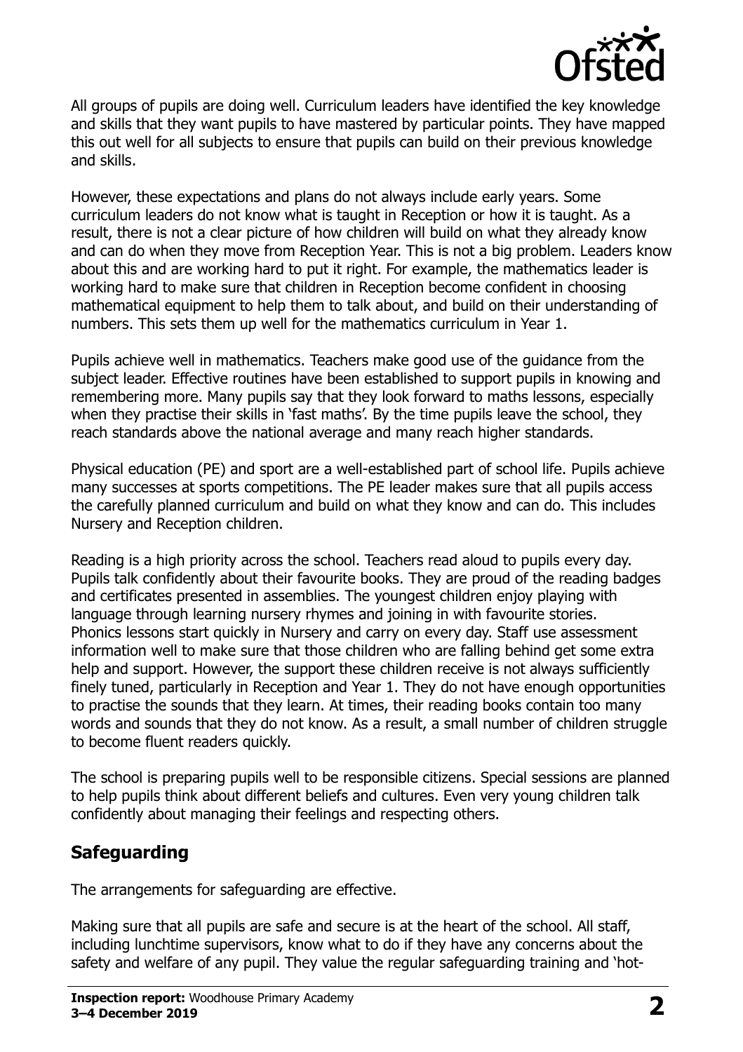All groups of pupils are doing well. Curriculum leaders have identified the key knowledge and skills that they want pupils to have mastered by particular points. They have mapped this out well for all subjects to ensure that pupils can build on their previous knowledge and skills.

However, these expectations and plans do not always include early years. Some curriculum leaders do not know what is taught in Reception or how it is taught. As a result, there is not a clear picture of how children will build on what they already know and can do when they move from Reception Year. This is not a big problem. Leaders know about this and are working hard to put it right. For example, the mathematics leader is working hard to make sure that children in Reception become confident in choosing mathematical equipment to help them to talk about, and build on their understanding of numbers. This sets them up well for the mathematics curriculum in Year 1.

Pupils achieve well in mathematics. Teachers make good use of the guidance from the subject leader. Effective routines have been established to support pupils in knowing and remembering more. Many pupils say that they look forward to maths lessons, especially when they practise their skills in 'fast maths'. By the time pupils leave the school, they reach standards above the national average and many reach higher standards.

Physical education (PE) and sport are a well-established part of school life. Pupils achieve many successes at sports competitions. The PE leader makes sure that all pupils access the carefully planned curriculum and build on what they know and can do. This includes Nursery and Reception children.

Reading is a high priority across the school. Teachers read aloud to pupils every day. Pupils talk confidently about their favourite books. They are proud of the reading badges and certificates presented in assemblies. The youngest children enjoy playing with language through learning nursery rhymes and joining in with favourite stories. Phonics lessons start quickly in Nursery and carry on every day. Staff use assessment information well to make sure that those children who are falling behind get some extra help and support. However, the support these children receive is not always sufficiently finely tuned, particularly in Reception and Year 1. They do not have enough opportunities to practise the sounds that they learn. At times, their reading books contain too many words and sounds that they do not know. As a result, a small number of children struggle to become fluent readers quickly.

The school is preparing pupils well to be responsible citizens. Special sessions are planned to help pupils think about different beliefs and cultures. Even very young children talk confidently about managing their feelings and respecting others.

## Safeguarding

The arrangements for safeguarding are effective.

Making sure that all pupils are safe and secure is at the heart of the school. All staff, including lunchtime supervisors, know what to do if they have any concerns about the safety and welfare of any pupil. They value the regular safeguarding training and 'hot-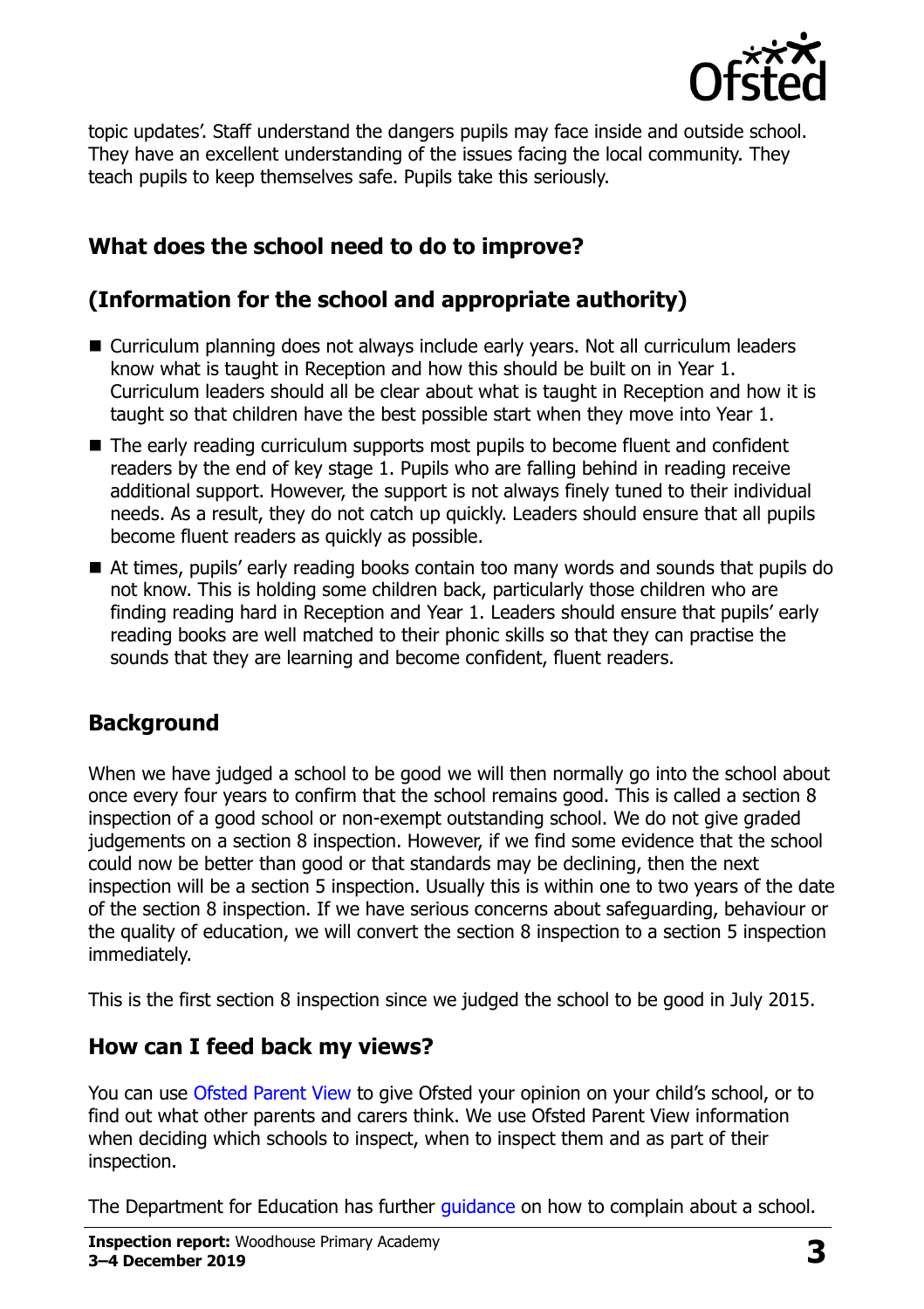topic updates'. Staff understand the dangers pupils may face inside and outside school. They have an excellent understanding of the issues facing the local community. They teach pupils to keep themselves safe. Pupils take this seriously.

## What does the school need to do to improve?

## (Information for the school and appropriate authority)

- Curriculum planning does not always include early years. Not all curriculum leaders know what is taught in Reception and how this should be built on in Year 1. Curriculum leaders should all be clear about what is taught in Reception and how it is taught so that children have the best possible start when they move into Year 1.
- The early reading curriculum supports most pupils to become fluent and confident readers by the end of key stage 1. Pupils who are falling behind in reading receive additional support. However, the support is not always finely tuned to their individual needs. As a result, they do not catch up quickly. Leaders should ensure that all pupils become fluent readers as quickly as possible.
- At times, pupils' early reading books contain too many words and sounds that pupils do not know. This is holding some children back, particularly those children who are finding reading hard in Reception and Year 1. Leaders should ensure that pupils' early reading books are well matched to their phonic skills so that they can practise the sounds that they are learning and become confident, fluent readers.

## Background

When we have judged a school to be good we will then normally go into the school about once every four years to confirm that the school remains good. This is called a section 8 inspection of a good school or non-exempt outstanding school. We do not give graded judgements on a section 8 inspection. However, if we find some evidence that the school could now be better than good or that standards may be declining, then the next inspection will be a section 5 inspection. Usually this is within one to two years of the date of the section 8 inspection. If we have serious concerns about safeguarding, behaviour or the quality of education, we will convert the section 8 inspection to a section 5 inspection immediately.

This is the first section 8 inspection since we judged the school to be good in July 2015.

## How can I feed back my views?

You can use Ofsted Parent View to give Ofsted your opinion on your child's school, or to find out what other parents and carers think. We use Ofsted Parent View information when deciding which schools to inspect, when to inspect them and as part of their inspection.

The Department for Education has further guidance on how to complain about a school.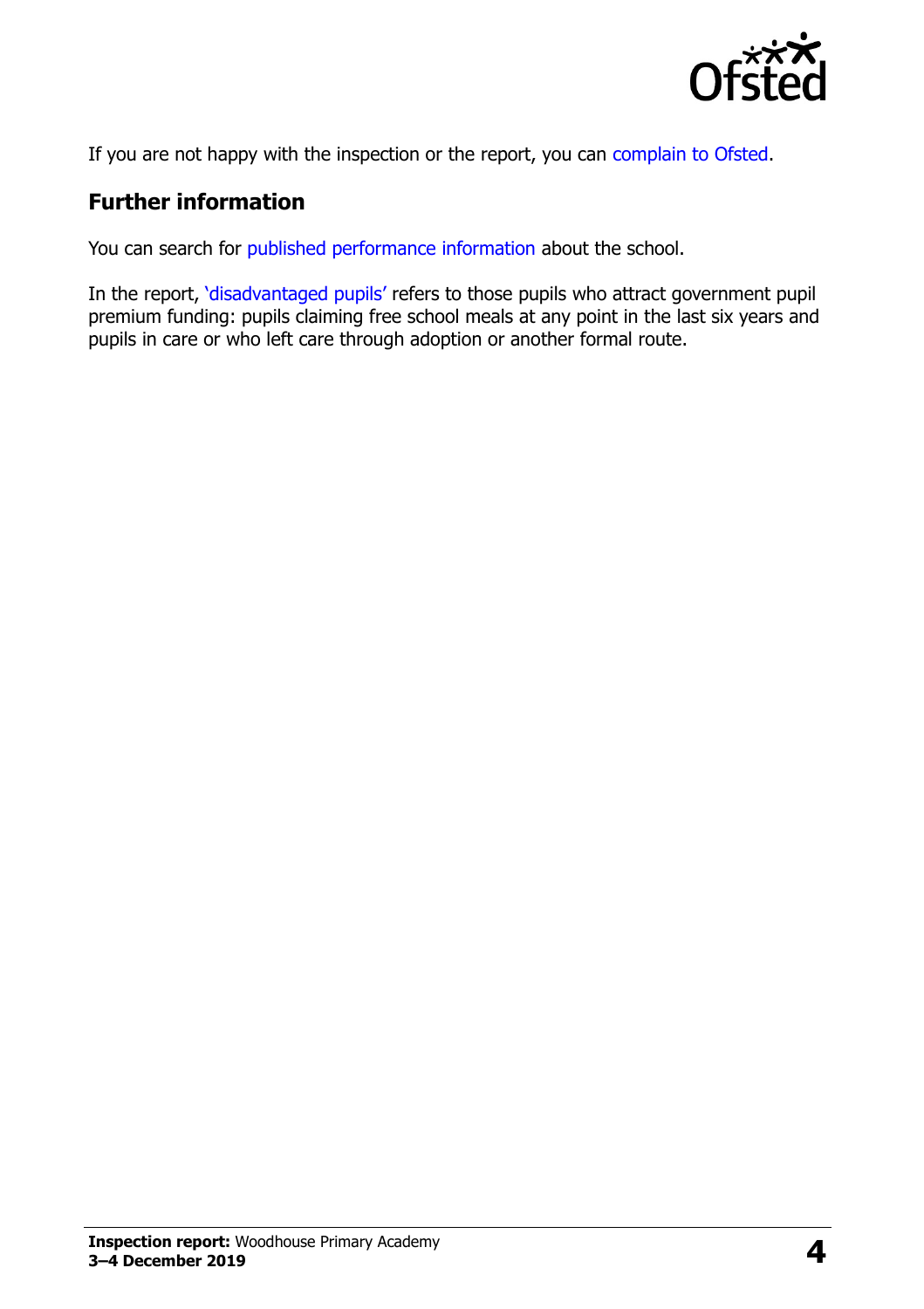If you are not happy with the inspection or the report, you can complain to Ofsted.

## Further information

You can search for published performance information about the school.

In the report, 'disadvantaged pupils' refers to those pupils who attract government pupil premium funding: pupils claiming free school meals at any point in the last six years and pupils in care or who left care through adoption or another formal route.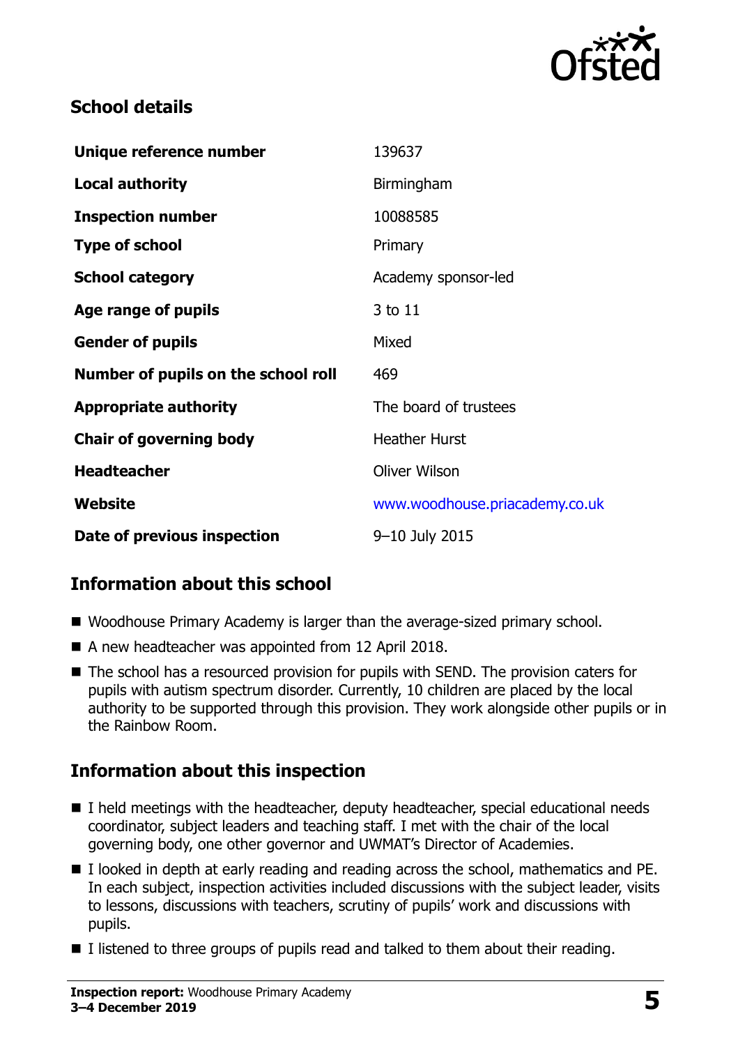## School details

| | |
|---|---|
| **Unique reference number** | 139637 |
| **Local authority** | Birmingham |
| **Inspection number** | 10088585 |
| **Type of school** | Primary |
| **School category** | Academy sponsor-led |
| **Age range of pupils** | 3 to 11 |
| **Gender of pupils** | Mixed |
| **Number of pupils on the school roll** | 469 |
| **Appropriate authority** | The board of trustees |
| **Chair of governing body** | Heather Hurst |
| **Headteacher** | Oliver Wilson |
| **Website** | www.woodhouse.priacademy.co.uk |
| **Date of previous inspection** | 9–10 July 2015 |

## Information about this school

- Woodhouse Primary Academy is larger than the average-sized primary school.
- A new headteacher was appointed from 12 April 2018.
- The school has a resourced provision for pupils with SEND. The provision caters for pupils with autism spectrum disorder. Currently, 10 children are placed by the local authority to be supported through this provision. They work alongside other pupils or in the Rainbow Room.

## Information about this inspection

- I held meetings with the headteacher, deputy headteacher, special educational needs coordinator, subject leaders and teaching staff. I met with the chair of the local governing body, one other governor and UWMAT's Director of Academies.
- I looked in depth at early reading and reading across the school, mathematics and PE. In each subject, inspection activities included discussions with the subject leader, visits to lessons, discussions with teachers, scrutiny of pupils' work and discussions with pupils.
- I listened to three groups of pupils read and talked to them about their reading.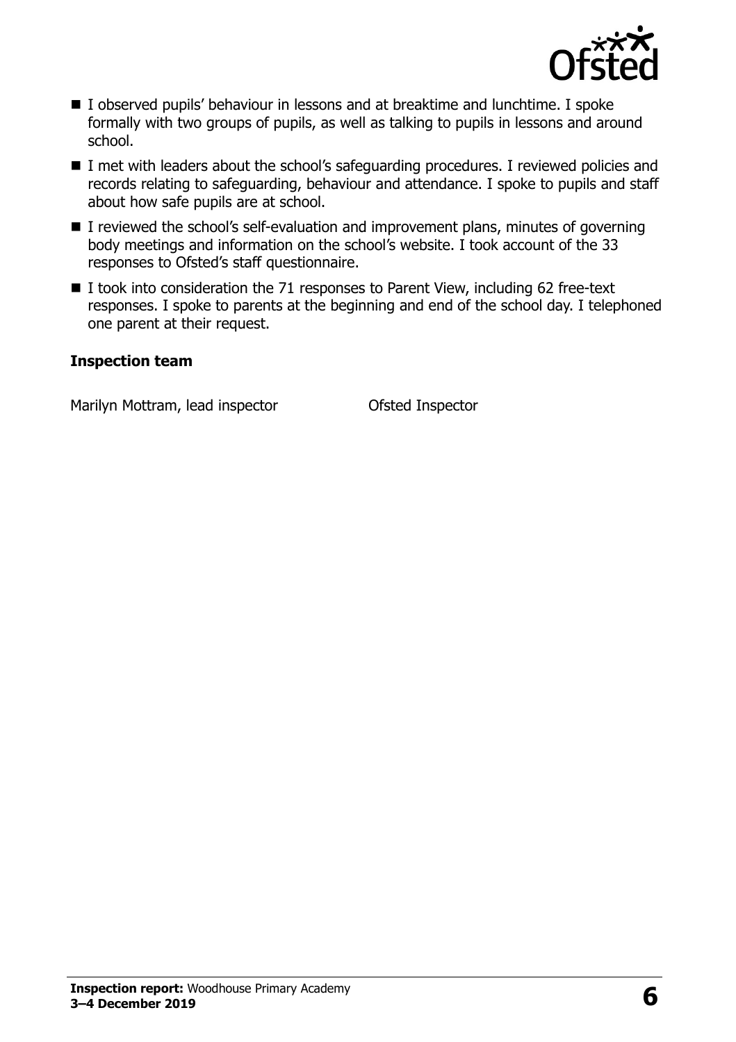- I observed pupils' behaviour in lessons and at breaktime and lunchtime. I spoke formally with two groups of pupils, as well as talking to pupils in lessons and around school.
- I met with leaders about the school's safeguarding procedures. I reviewed policies and records relating to safeguarding, behaviour and attendance. I spoke to pupils and staff about how safe pupils are at school.
- I reviewed the school's self-evaluation and improvement plans, minutes of governing body meetings and information on the school's website. I took account of the 33 responses to Ofsted's staff questionnaire.
- I took into consideration the 71 responses to Parent View, including 62 free-text responses. I spoke to parents at the beginning and end of the school day. I telephoned one parent at their request.

**Inspection team**

| | |
|---|---|
| Marilyn Mottram, lead inspector | Ofsted Inspector |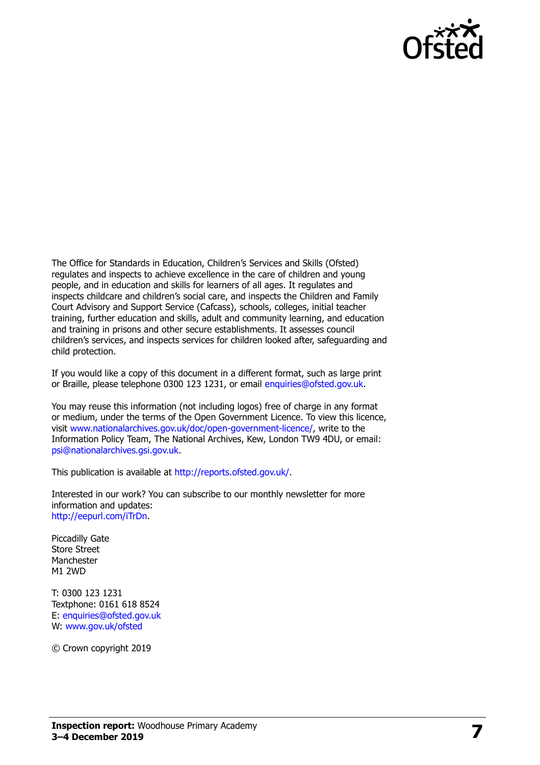The Office for Standards in Education, Children's Services and Skills (Ofsted) regulates and inspects to achieve excellence in the care of children and young people, and in education and skills for learners of all ages. It regulates and inspects childcare and children's social care, and inspects the Children and Family Court Advisory and Support Service (Cafcass), schools, colleges, initial teacher training, further education and skills, adult and community learning, and education and training in prisons and other secure establishments. It assesses council children's services, and inspects services for children looked after, safeguarding and child protection.

If you would like a copy of this document in a different format, such as large print or Braille, please telephone 0300 123 1231, or email enquiries@ofsted.gov.uk.

You may reuse this information (not including logos) free of charge in any format or medium, under the terms of the Open Government Licence. To view this licence, visit www.nationalarchives.gov.uk/doc/open-government-licence/, write to the Information Policy Team, The National Archives, Kew, London TW9 4DU, or email: psi@nationalarchives.gsi.gov.uk.

This publication is available at http://reports.ofsted.gov.uk/.

Interested in our work? You can subscribe to our monthly newsletter for more information and updates:
http://eepurl.com/iTrDn.

Piccadilly Gate
Store Street
Manchester
M1 2WD

T: 0300 123 1231
Textphone: 0161 618 8524
E: enquiries@ofsted.gov.uk
W: www.gov.uk/ofsted

© Crown copyright 2019